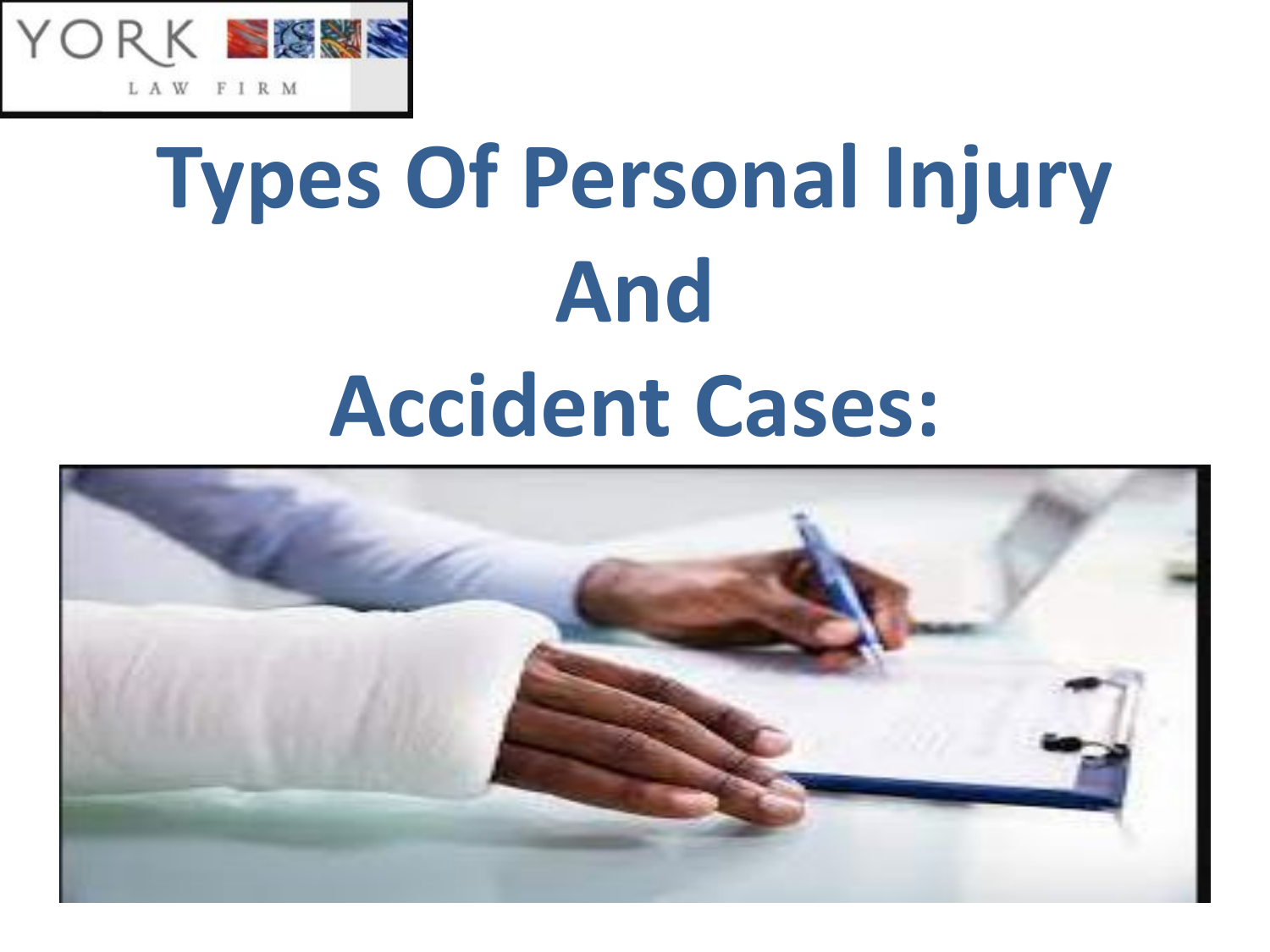# Types Of Personal Injury And Accident Cases: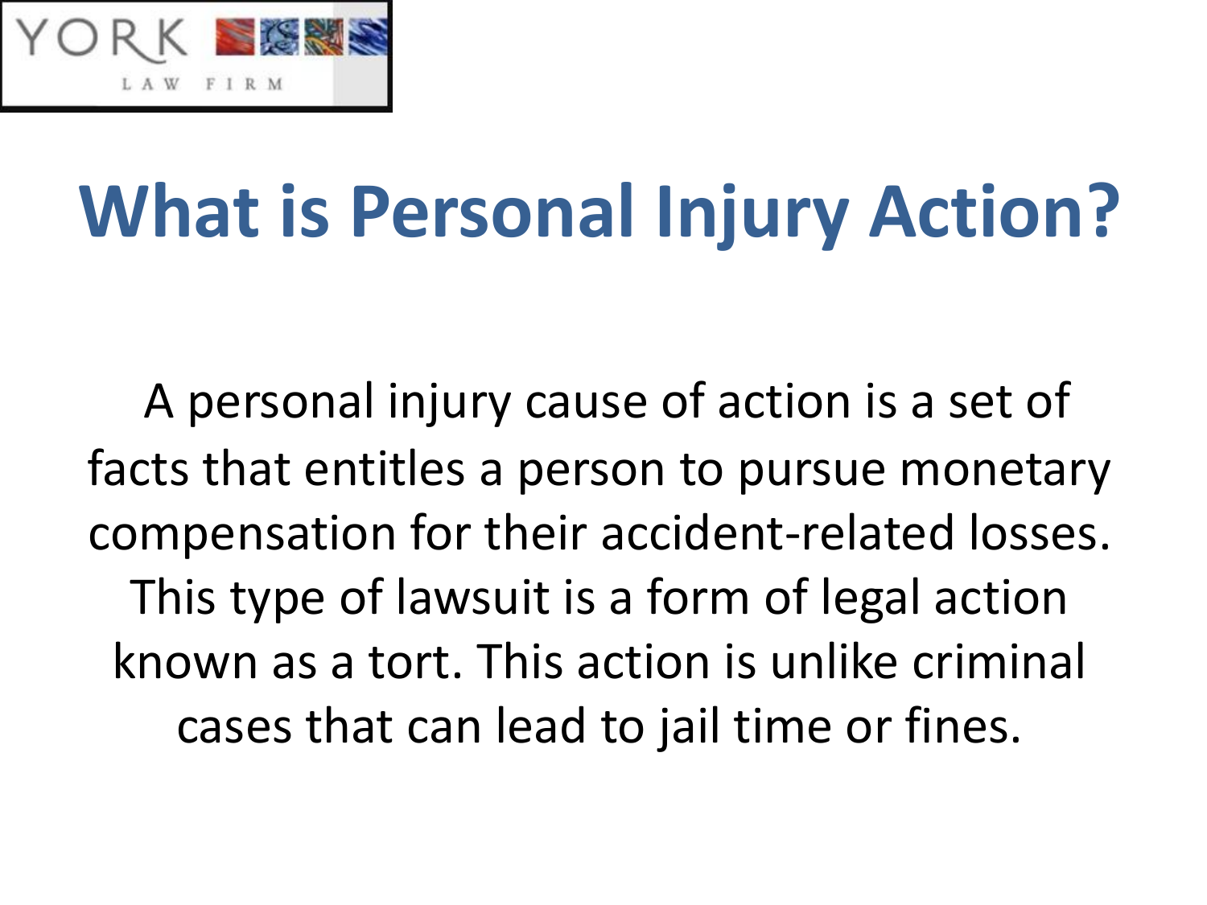# What is Personal Injury Action?

A personal injury cause of action is a set of facts that entitles a person to pursue monetary compensation for their accident-related losses. This type of lawsuit is a form of legal action known as a tort. This action is unlike criminal cases that can lead to jail time or fines.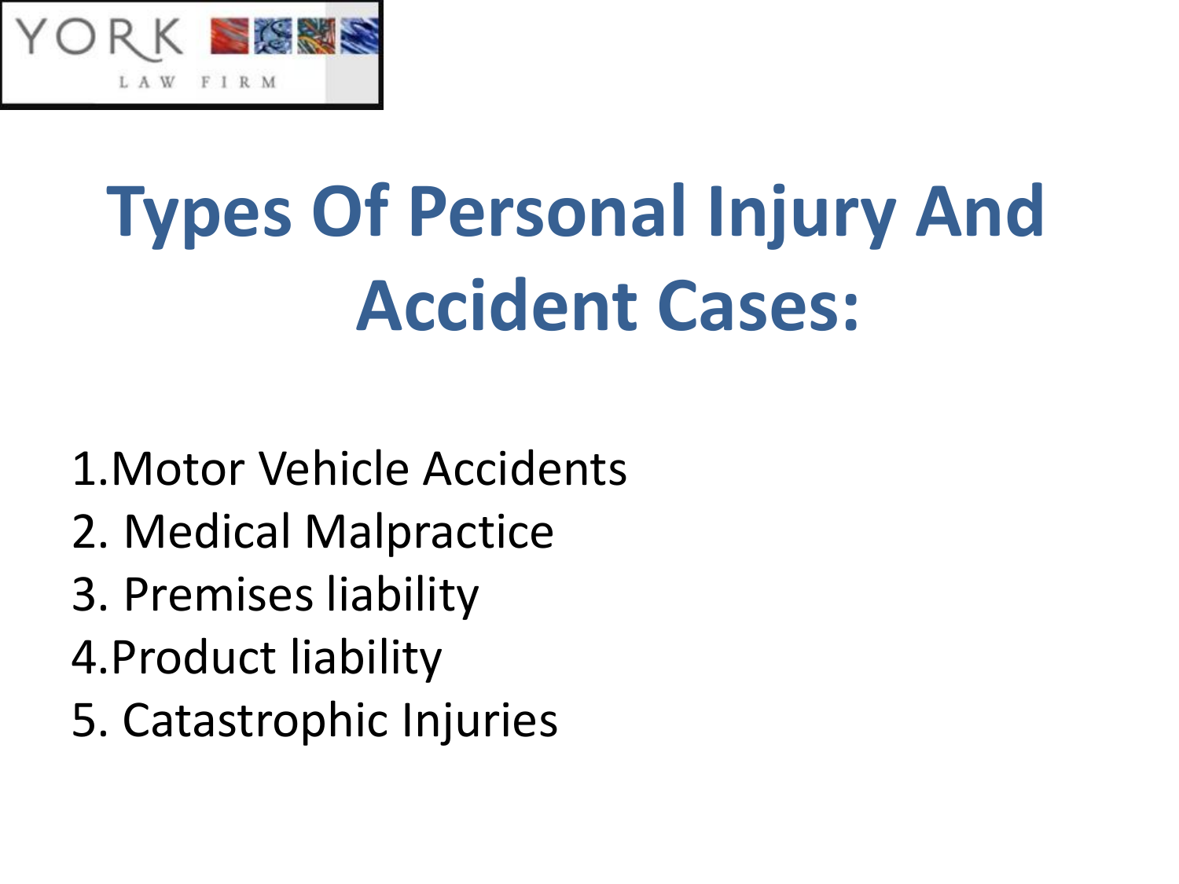YORK LAW FIRM

# Types Of Personal Injury And Accident Cases:

1. Motor Vehicle Accidents
2. Medical Malpractice
3. Premises liability
4. Product liability
5. Catastrophic Injuries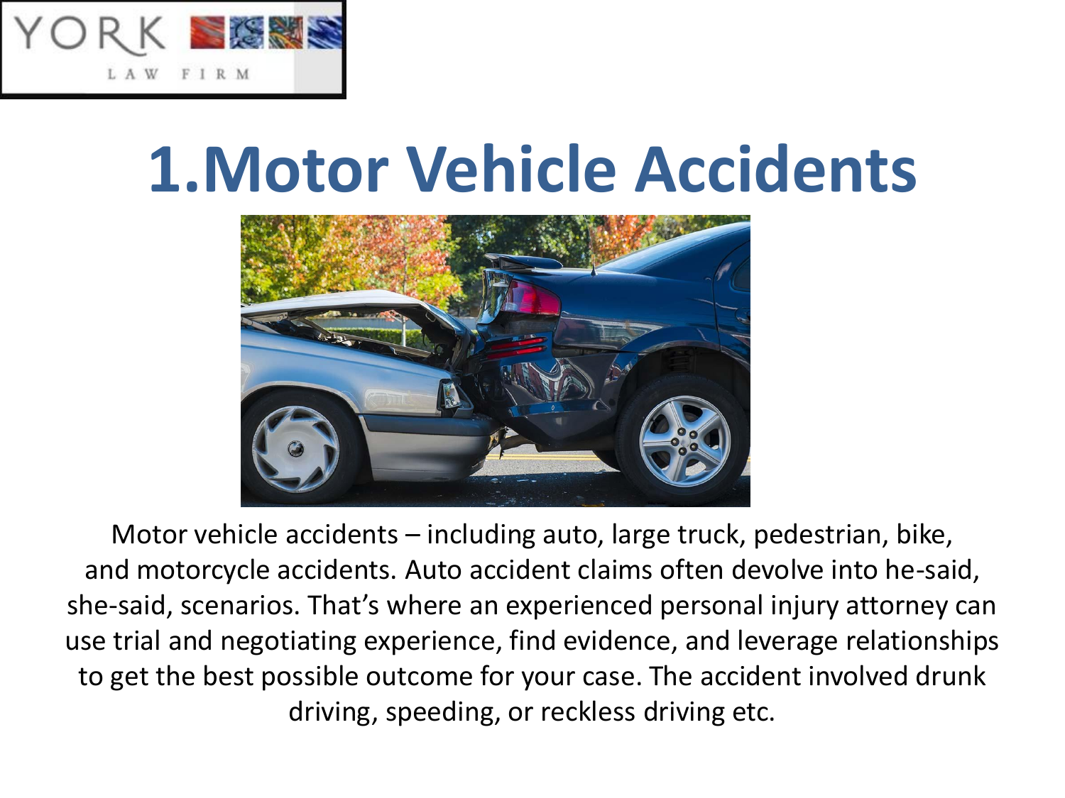# 1.Motor Vehicle Accidents

Motor vehicle accidents – including auto, large truck, pedestrian, bike, and motorcycle accidents. Auto accident claims often devolve into he-said, she-said, scenarios. That's where an experienced personal injury attorney can use trial and negotiating experience, find evidence, and leverage relationships to get the best possible outcome for your case. The accident involved drunk driving, speeding, or reckless driving etc.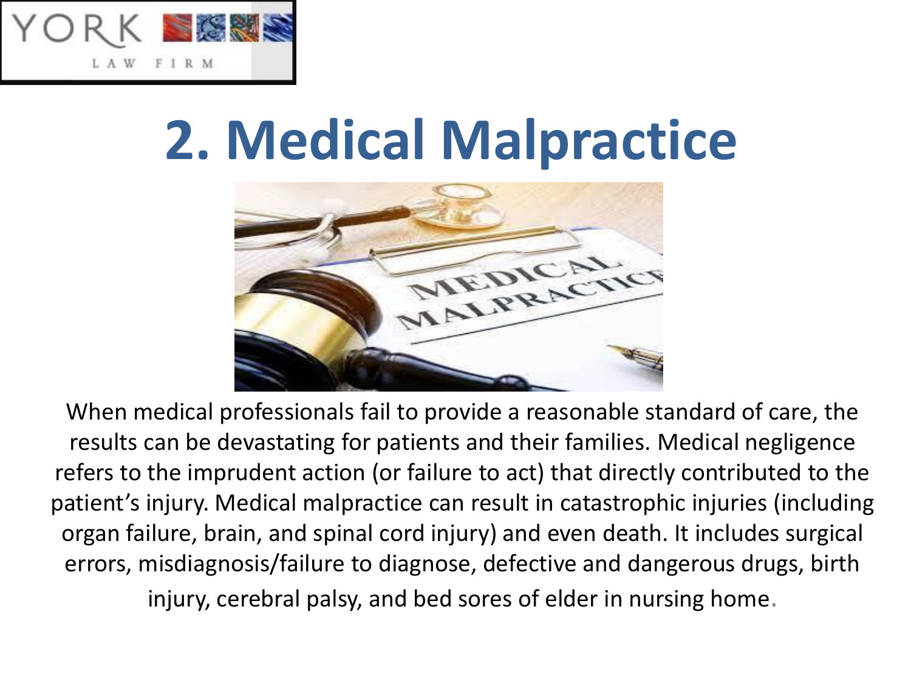# 2. Medical Malpractice

When medical professionals fail to provide a reasonable standard of care, the results can be devastating for patients and their families. Medical negligence refers to the imprudent action (or failure to act) that directly contributed to the patient's injury. Medical malpractice can result in catastrophic injuries (including organ failure, brain, and spinal cord injury) and even death. It includes surgical errors, misdiagnosis/failure to diagnose, defective and dangerous drugs, birth injury, cerebral palsy, and bed sores of elder in nursing home.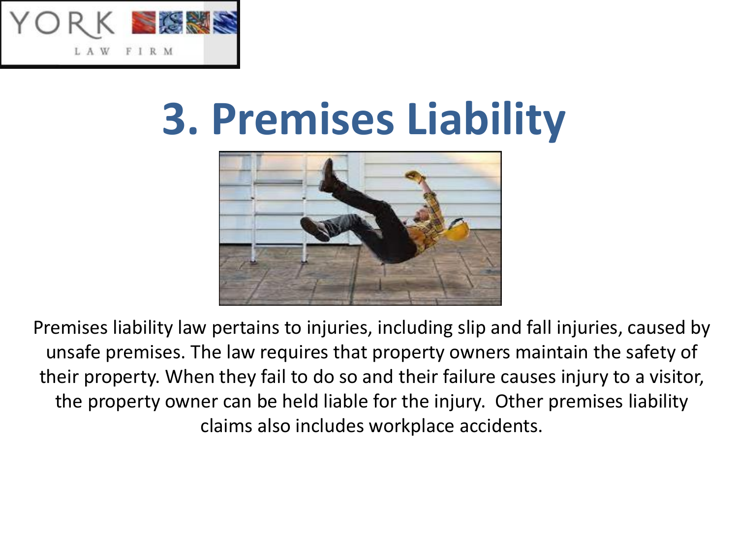# 3. Premises Liability

Premises liability law pertains to injuries, including slip and fall injuries, caused by unsafe premises. The law requires that property owners maintain the safety of their property. When they fail to do so and their failure causes injury to a visitor, the property owner can be held liable for the injury.  Other premises liability claims also includes workplace accidents.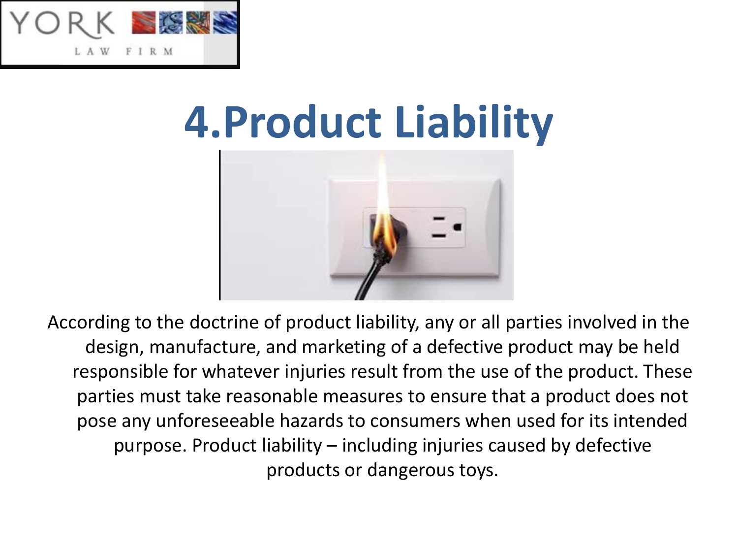# 4.Product Liability

According to the doctrine of product liability, any or all parties involved in the design, manufacture, and marketing of a defective product may be held responsible for whatever injuries result from the use of the product. These parties must take reasonable measures to ensure that a product does not pose any unforeseeable hazards to consumers when used for its intended purpose. Product liability – including injuries caused by defective products or dangerous toys.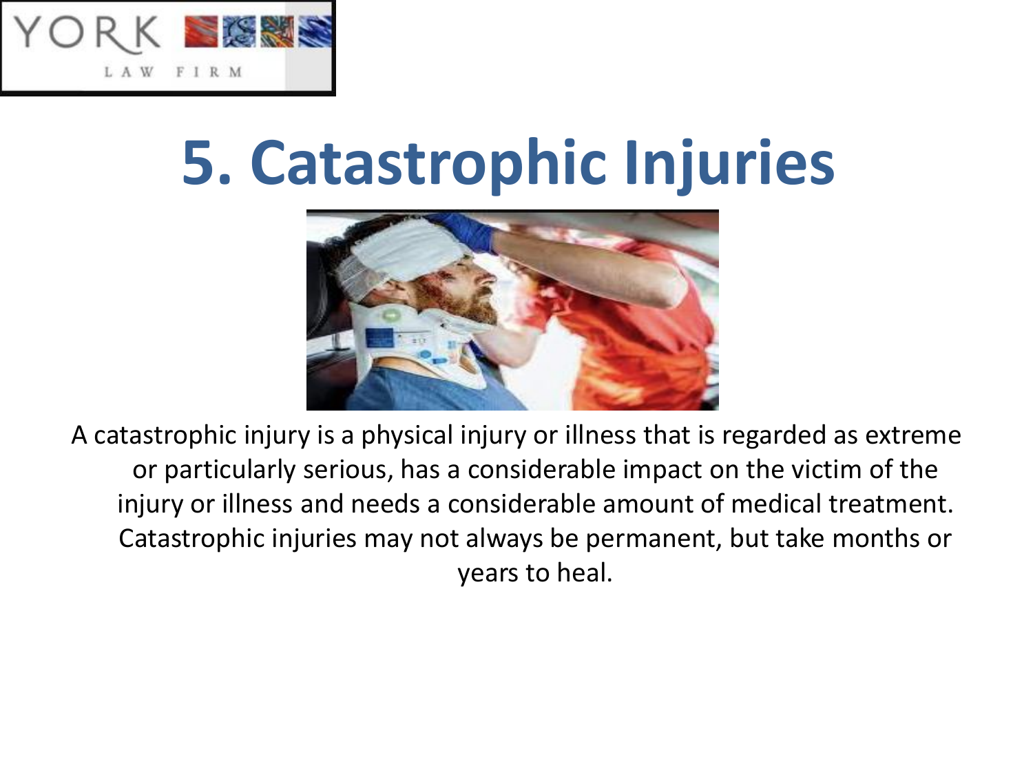# 5. Catastrophic Injuries

A catastrophic injury is a physical injury or illness that is regarded as extreme or particularly serious, has a considerable impact on the victim of the injury or illness and needs a considerable amount of medical treatment. Catastrophic injuries may not always be permanent, but take months or years to heal.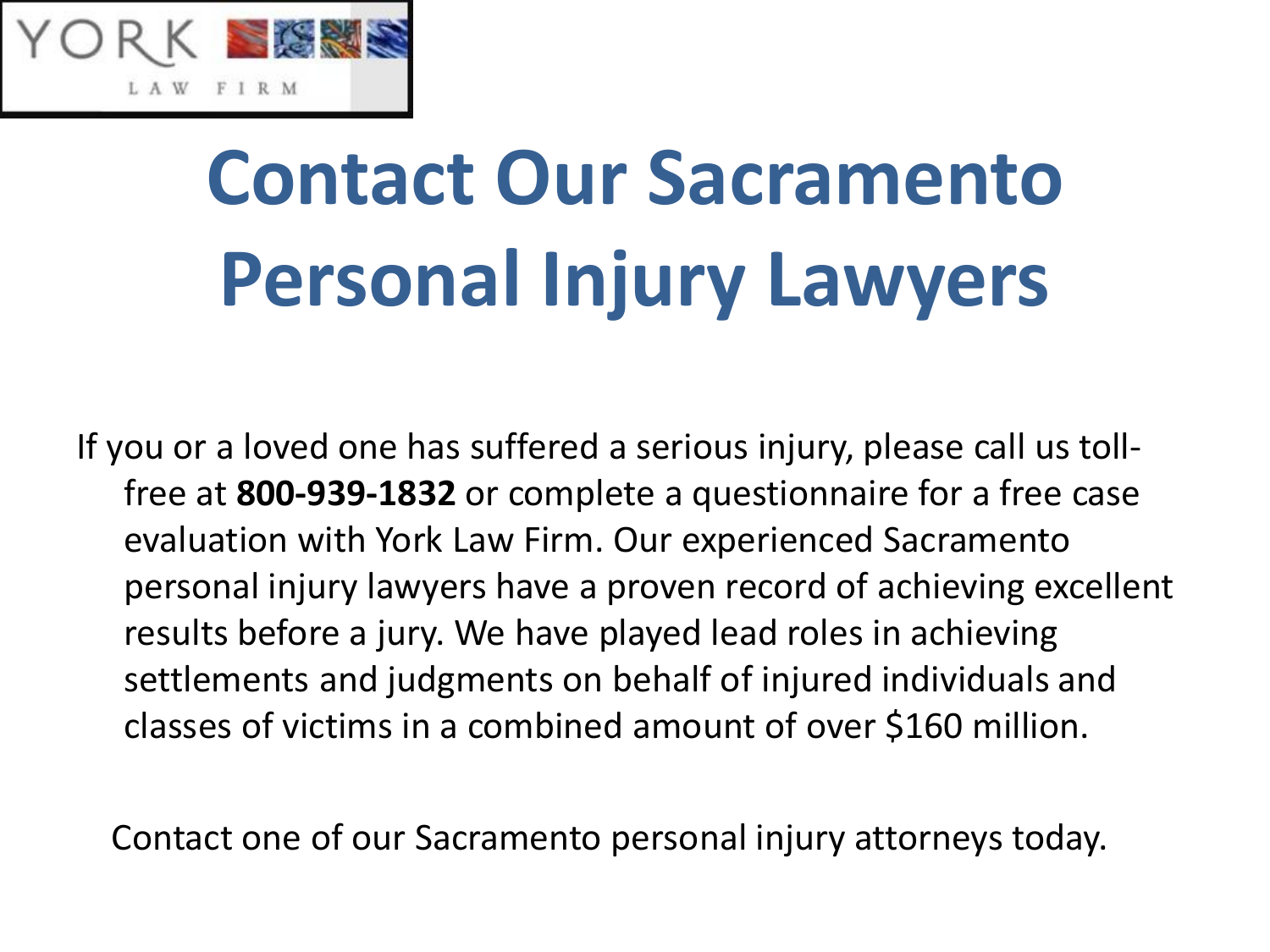YORK LAW FIRM

# Contact Our Sacramento Personal Injury Lawyers

If you or a loved one has suffered a serious injury, please call us toll-free at **800-939-1832** or complete a questionnaire for a free case evaluation with York Law Firm. Our experienced Sacramento personal injury lawyers have a proven record of achieving excellent results before a jury. We have played lead roles in achieving settlements and judgments on behalf of injured individuals and classes of victims in a combined amount of over $160 million.

Contact one of our Sacramento personal injury attorneys today.